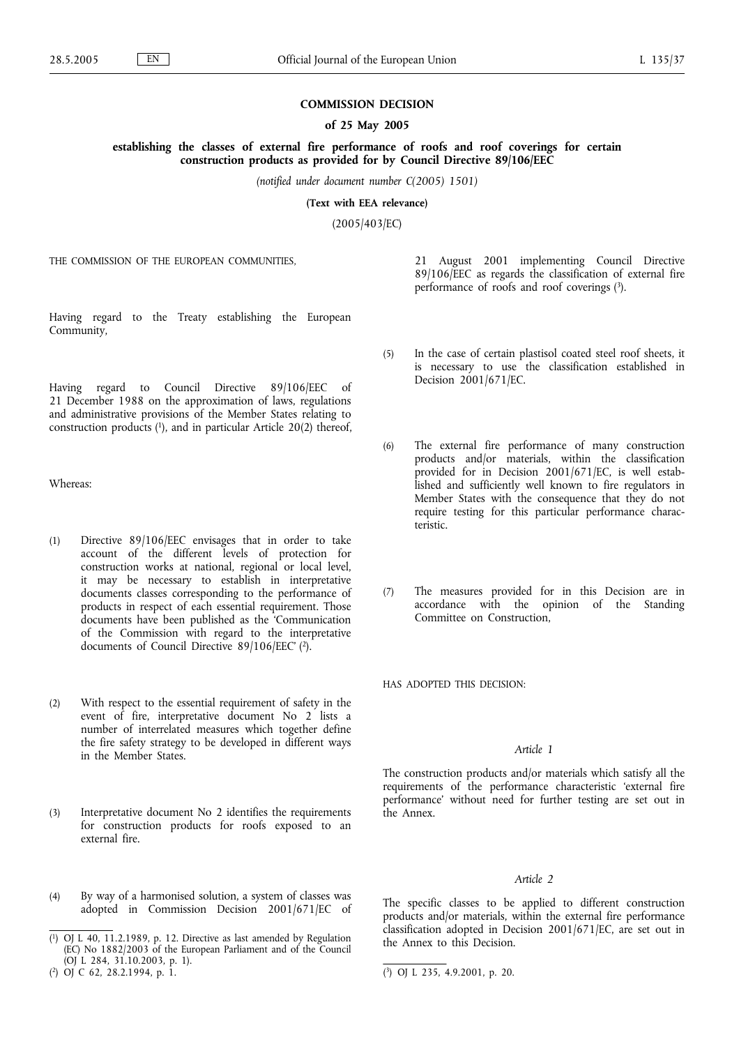**COMMISSION DECISION**

**of 25 May 2005**

**establishing the classes of external fire performance of roofs and roof coverings for certain construction products as provided for by Council Directive 89/106/EEC**

*(notified under document number C(2005) 1501)*

**(Text with EEA relevance)**

(2005/403/EC)

THE COMMISSION OF THE EUROPEAN COMMUNITIES,

Having regard to the Treaty establishing the European Community,

Having regard to Council Directive 89/106/EEC of 21 December 1988 on the approximation of laws, regulations and administrative provisions of the Member States relating to construction products [1], and in particular Article 20(2) thereof,

Whereas:

(1) Directive 89/106/EEC envisages that in order to take account of the different levels of protection for construction works at national, regional or local level, it may be necessary to establish in interpretative documents classes corresponding to the performance of products in respect of each essential requirement. Those documents have been published as the 'Communication of the Commission with regard to the interpretative documents of Council Directive 89/106/EEC' [2].

(2) With respect to the essential requirement of safety in the event of fire, interpretative document No 2 lists a number of interrelated measures which together define the fire safety strategy to be developed in different ways in the Member States.

(3) Interpretative document No 2 identifies the requirements for construction products for roofs exposed to an external fire.

(4) By way of a harmonised solution, a system of classes was adopted in Commission Decision 2001/671/EC of 21 August 2001 implementing Council Directive 89/106/EEC as regards the classification of external fire performance of roofs and roof coverings [3].

(5) In the case of certain plastisol coated steel roof sheets, it is necessary to use the classification established in Decision 2001/671/EC.

(6) The external fire performance of many construction products and/or materials, within the classification provided for in Decision 2001/671/EC, is well established and sufficiently well known to fire regulators in Member States with the consequence that they do not require testing for this particular performance characteristic.

(7) The measures provided for in this Decision are in accordance with the opinion of the Standing Committee on Construction,

HAS ADOPTED THIS DECISION:

*Article 1*

The construction products and/or materials which satisfy all the requirements of the performance characteristic 'external fire performance' without need for further testing are set out in the Annex.

*Article 2*

The specific classes to be applied to different construction products and/or materials, within the external fire performance classification adopted in Decision 2001/671/EC, are set out in the Annex to this Decision.

---

[1] OJ L 40, 11.2.1989, p. 12. Directive as last amended by Regulation (EC) No 1882/2003 of the European Parliament and of the Council (OJ L 284, 31.10.2003, p. 1).

[2] OJ C 62, 28.2.1994, p. 1.

[3] OJ L 235, 4.9.2001, p. 20.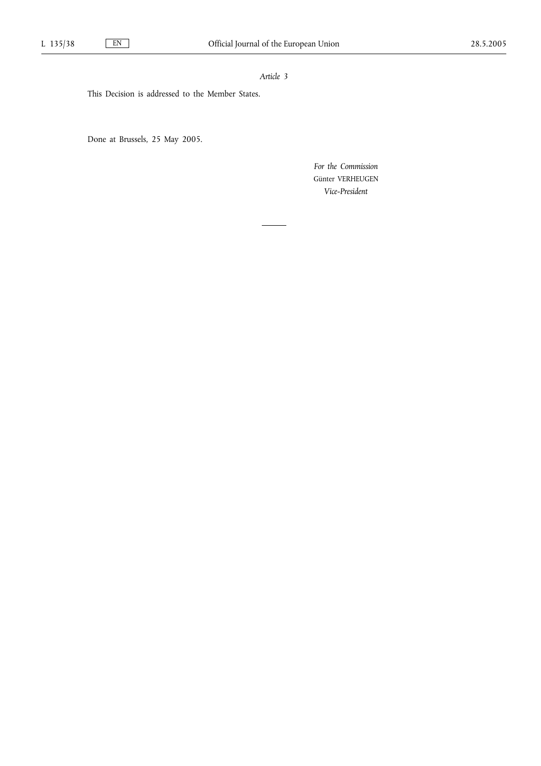*Article 3*

This Decision is addressed to the Member States.

Done at Brussels, 25 May 2005.

*For the Commission*

Günter VERHEUGEN

*Vice-President*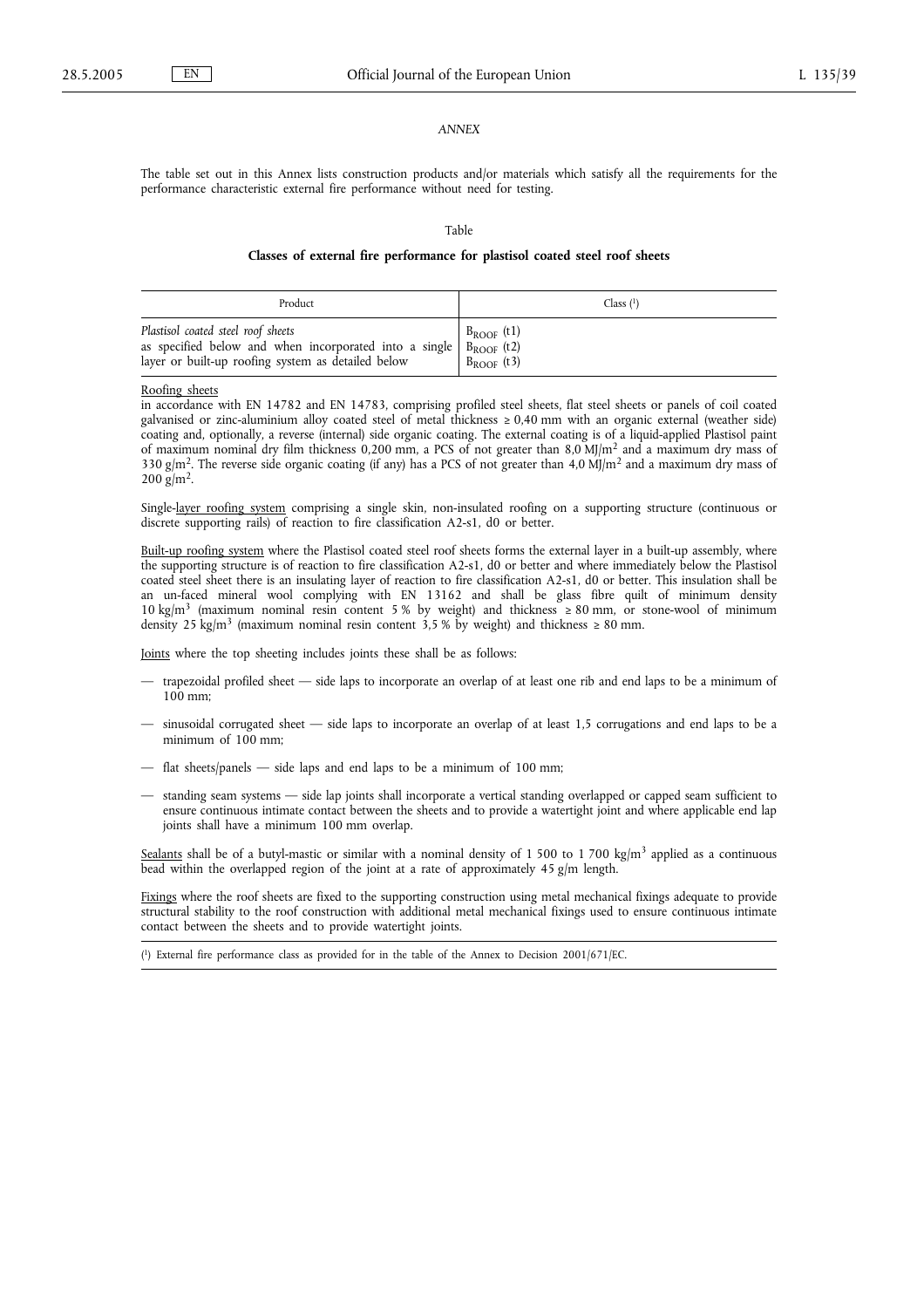*ANNEX*

The table set out in this Annex lists construction products and/or materials which satisfy all the requirements for the performance characteristic external fire performance without need for testing.

Table

**Classes of external fire performance for plastisol coated steel roof sheets**

| Product | Class [1] |
| --- | --- |
| *Plastisol coated steel roof sheets* as specified below and when incorporated into a single layer or built-up roofing system as detailed below | $B_{ROOF}$ (t1)<br>$B_{ROOF}$ (t2)<br>$B_{ROOF}$ (t3) |

Roofing sheets

in accordance with EN 14782 and EN 14783, comprising profiled steel sheets, flat steel sheets or panels of coil coated galvanised or zinc-aluminium alloy coated steel of metal thickness ≥ 0,40 mm with an organic external (weather side) coating and, optionally, a reverse (internal) side organic coating. The external coating is of a liquid-applied Plastisol paint of maximum nominal dry film thickness 0,200 mm, a PCS of not greater than 8,0 MJ/$m^2$ and a maximum dry mass of 330 g/$m^2$. The reverse side organic coating (if any) has a PCS of not greater than 4,0 MJ/$m^2$ and a maximum dry mass of 200 g/$m^2$.

Single-layer roofing system comprising a single skin, non-insulated roofing on a supporting structure (continuous or discrete supporting rails) of reaction to fire classification A2-s1, d0 or better.

Built-up roofing system where the Plastisol coated steel roof sheets forms the external layer in a built-up assembly, where the supporting structure is of reaction to fire classification A2-s1, d0 or better and where immediately below the Plastisol coated steel sheet there is an insulating layer of reaction to fire classification A2-s1, d0 or better. This insulation shall be an un-faced mineral wool complying with EN 13162 and shall be glass fibre quilt of minimum density 10 kg/$m^3$ (maximum nominal resin content 5 % by weight) and thickness ≥ 80 mm, or stone-wool of minimum density 25 kg/$m^3$ (maximum nominal resin content 3,5 % by weight) and thickness ≥ 80 mm.

Joints where the top sheeting includes joints these shall be as follows:

— trapezoidal profiled sheet — side laps to incorporate an overlap of at least one rib and end laps to be a minimum of 100 mm;

— sinusoidal corrugated sheet — side laps to incorporate an overlap of at least 1,5 corrugations and end laps to be a minimum of 100 mm;

— flat sheets/panels — side laps and end laps to be a minimum of 100 mm;

— standing seam systems — side lap joints shall incorporate a vertical standing overlapped or capped seam sufficient to ensure continuous intimate contact between the sheets and to provide a watertight joint and where applicable end lap joints shall have a minimum 100 mm overlap.

Sealants shall be of a butyl-mastic or similar with a nominal density of 1 500 to 1 700 kg/$m^3$ applied as a continuous bead within the overlapped region of the joint at a rate of approximately 45 g/m length.

Fixings where the roof sheets are fixed to the supporting construction using metal mechanical fixings adequate to provide structural stability to the roof construction with additional metal mechanical fixings used to ensure continuous intimate contact between the sheets and to provide watertight joints.

[1] External fire performance class as provided for in the table of the Annex to Decision 2001/671/EC.